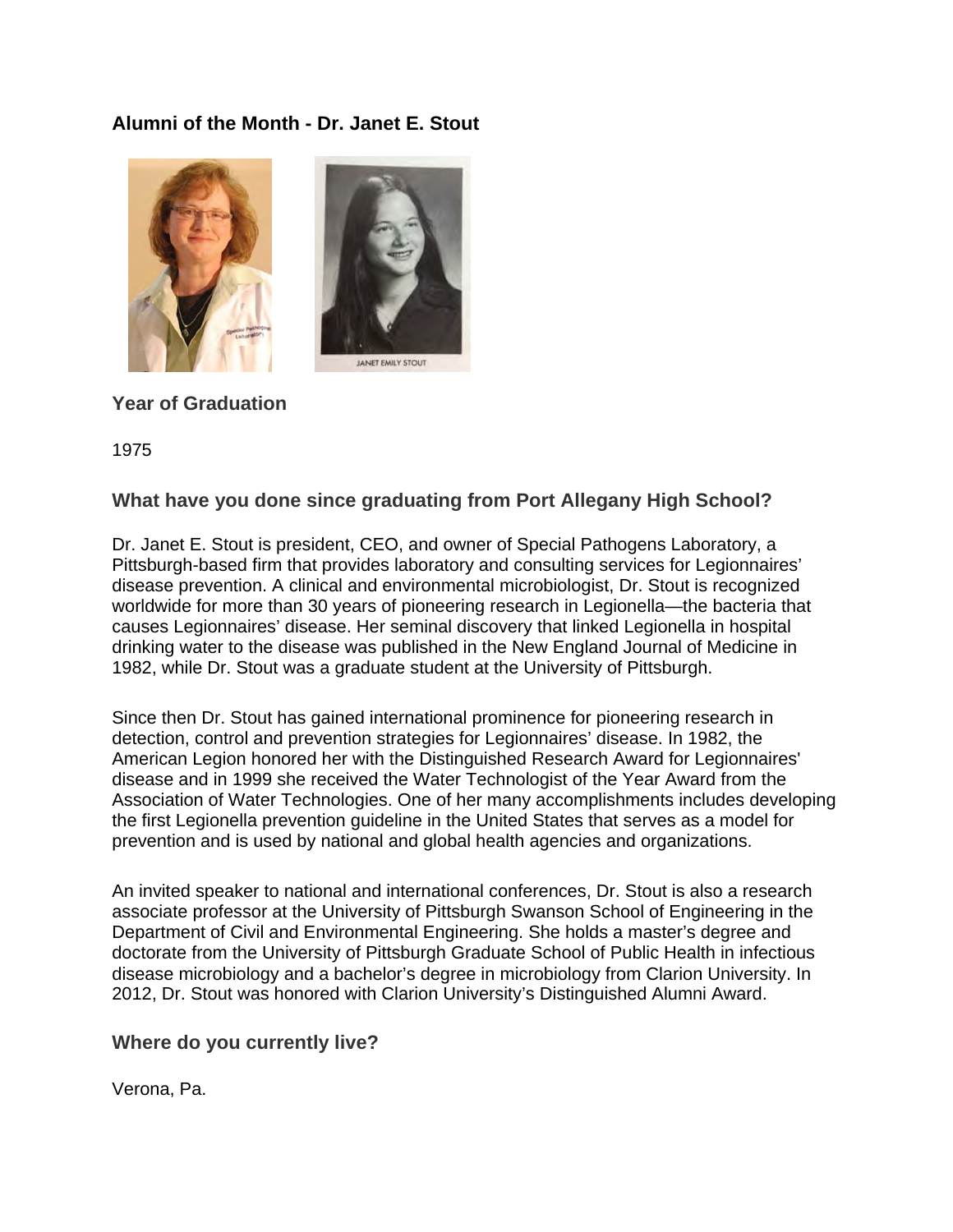# Alumni of the Month - Dr. Janet E. Stout

## Year of Graduation

1975

## What have you done since graduating from Port Allegany High School?

Dr. Janet E. Stout is president, CEO, and owner of Special Pathogens Laboratory, a Pittsburgh-based firm that provides laboratory and consulting services for Legionnaires' disease prevention. A clinical and environmental microbiologist, Dr. Stout is recognized worldwide for more than 30 years of pioneering research in Legionella—the bacteria that causes Legionnaires' disease. Her seminal discovery that linked Legionella in hospital drinking water to the disease was published in the New England Journal of Medicine in 1982, while Dr. Stout was a graduate student at the University of Pittsburgh.

Since then Dr. Stout has gained international prominence for pioneering research in detection, control and prevention strategies for Legionnaires' disease. In 1982, the American Legion honored her with the Distinguished Research Award for Legionnaires' disease and in 1999 she received the Water Technologist of the Year Award from the Association of Water Technologies. One of her many accomplishments includes developing the first Legionella prevention guideline in the United States that serves as a model for prevention and is used by national and global health agencies and organizations.

An invited speaker to national and international conferences, Dr. Stout is also a research associate professor at the University of Pittsburgh Swanson School of Engineering in the Department of Civil and Environmental Engineering. She holds a master's degree and doctorate from the University of Pittsburgh Graduate School of Public Health in infectious disease microbiology and a bachelor's degree in microbiology from Clarion University. In 2012, Dr. Stout was honored with Clarion University's Distinguished Alumni Award.

## Where do you currently live?

Verona, Pa.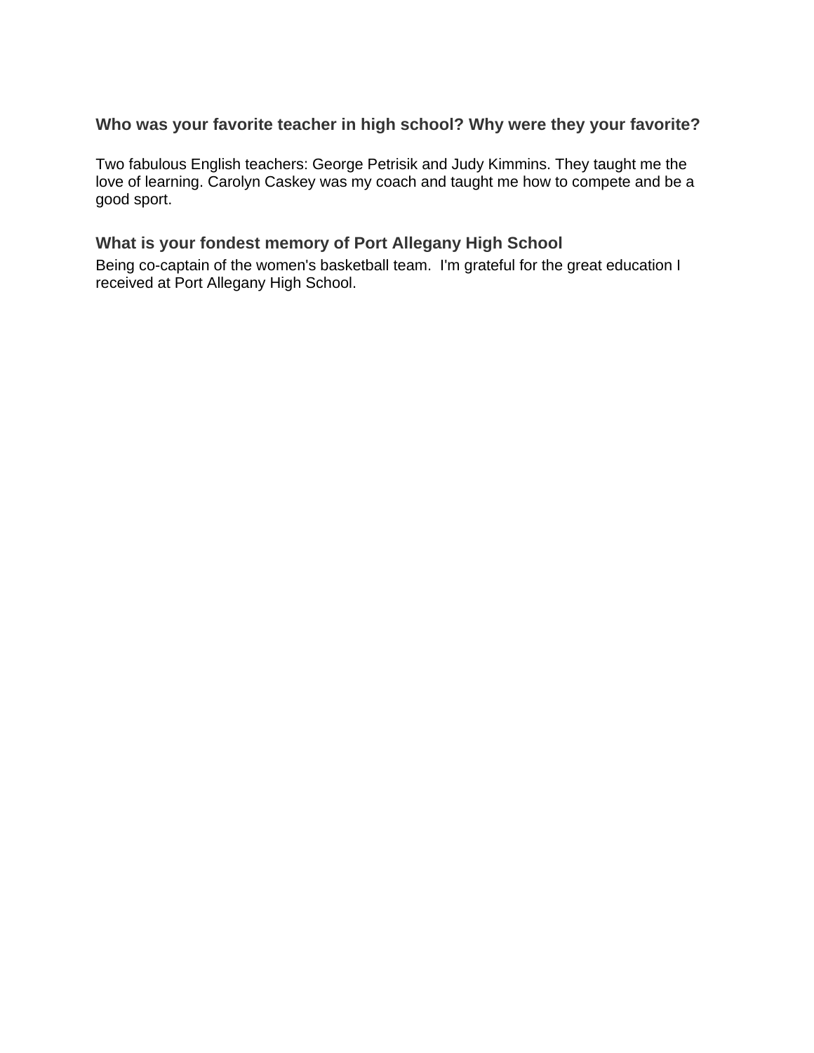### Who was your favorite teacher in high school? Why were they your favorite?

Two fabulous English teachers: George Petrisik and Judy Kimmins. They taught me the love of learning. Carolyn Caskey was my coach and taught me how to compete and be a good sport.

### What is your fondest memory of Port Allegany High School

Being co-captain of the women's basketball team.  I'm grateful for the great education I received at Port Allegany High School.